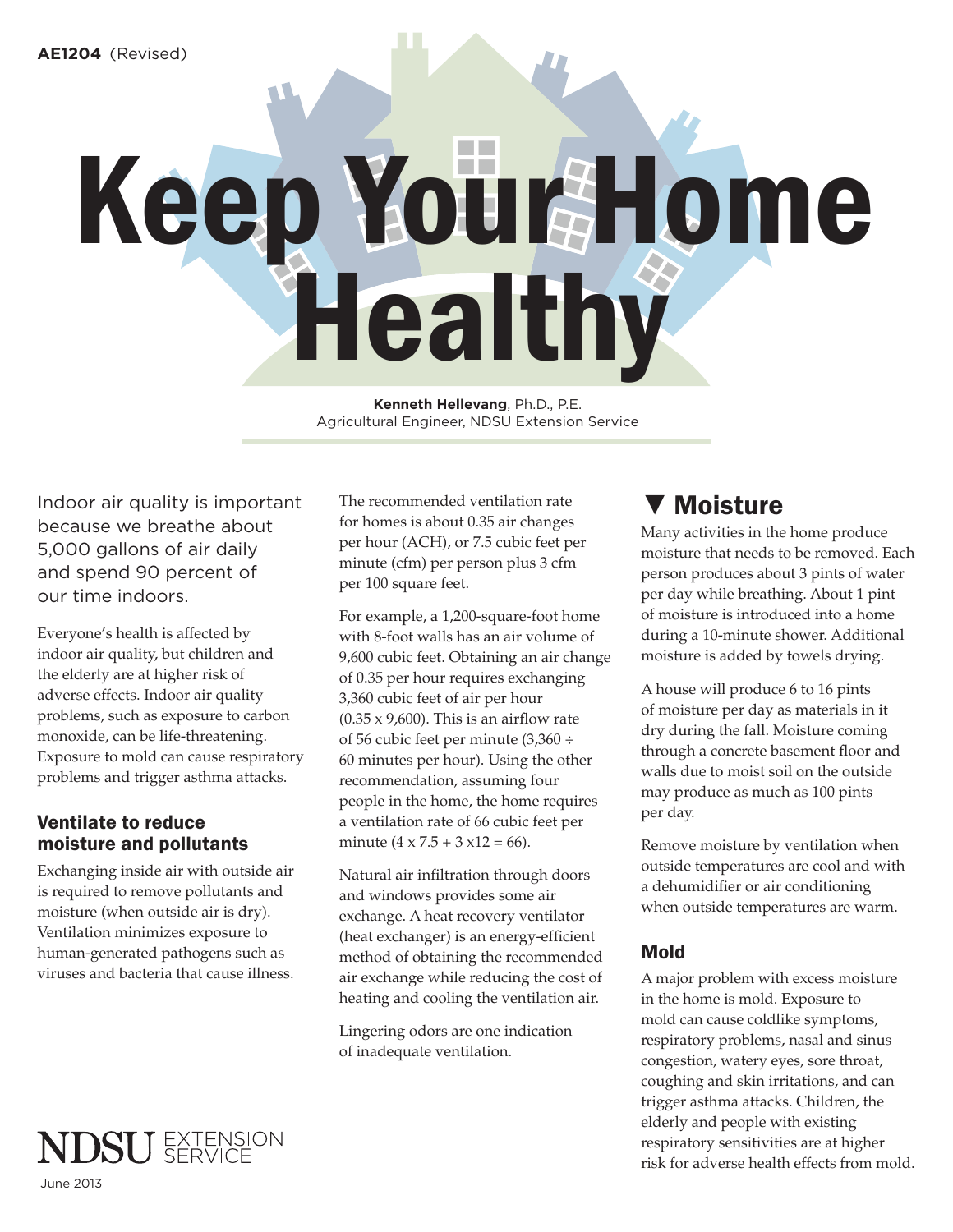AE1204 (Revised)

# Keep Your Home Healthy

**Kenneth Hellevang**, Ph.D., P.E.
Agricultural Engineer, NDSU Extension Service

Indoor air quality is important because we breathe about 5,000 gallons of air daily and spend 90 percent of our time indoors.

Everyone's health is affected by indoor air quality, but children and the elderly are at higher risk of adverse effects. Indoor air quality problems, such as exposure to carbon monoxide, can be life-threatening. Exposure to mold can cause respiratory problems and trigger asthma attacks.

## Ventilate to reduce moisture and pollutants

Exchanging inside air with outside air is required to remove pollutants and moisture (when outside air is dry). Ventilation minimizes exposure to human-generated pathogens such as viruses and bacteria that cause illness.

The recommended ventilation rate for homes is about 0.35 air changes per hour (ACH), or 7.5 cubic feet per minute (cfm) per person plus 3 cfm per 100 square feet.

For example, a 1,200-square-foot home with 8-foot walls has an air volume of 9,600 cubic feet. Obtaining an air change of 0.35 per hour requires exchanging 3,360 cubic feet of air per hour (0.35 x 9,600). This is an airflow rate of 56 cubic feet per minute (3,360 ÷ 60 minutes per hour). Using the other recommendation, assuming four people in the home, the home requires a ventilation rate of 66 cubic feet per minute (4 x 7.5 + 3 x12 = 66).

Natural air infiltration through doors and windows provides some air exchange. A heat recovery ventilator (heat exchanger) is an energy-efficient method of obtaining the recommended air exchange while reducing the cost of heating and cooling the ventilation air.

Lingering odors are one indication of inadequate ventilation.

## ▼ Moisture

Many activities in the home produce moisture that needs to be removed. Each person produces about 3 pints of water per day while breathing. About 1 pint of moisture is introduced into a home during a 10-minute shower. Additional moisture is added by towels drying.

A house will produce 6 to 16 pints of moisture per day as materials in it dry during the fall. Moisture coming through a concrete basement floor and walls due to moist soil on the outside may produce as much as 100 pints per day.

Remove moisture by ventilation when outside temperatures are cool and with a dehumidifier or air conditioning when outside temperatures are warm.

### Mold

A major problem with excess moisture in the home is mold. Exposure to mold can cause coldlike symptoms, respiratory problems, nasal and sinus congestion, watery eyes, sore throat, coughing and skin irritations, and can trigger asthma attacks. Children, the elderly and people with existing respiratory sensitivities are at higher risk for adverse health effects from mold.

NDSU EXTENSION SERVICE

June 2013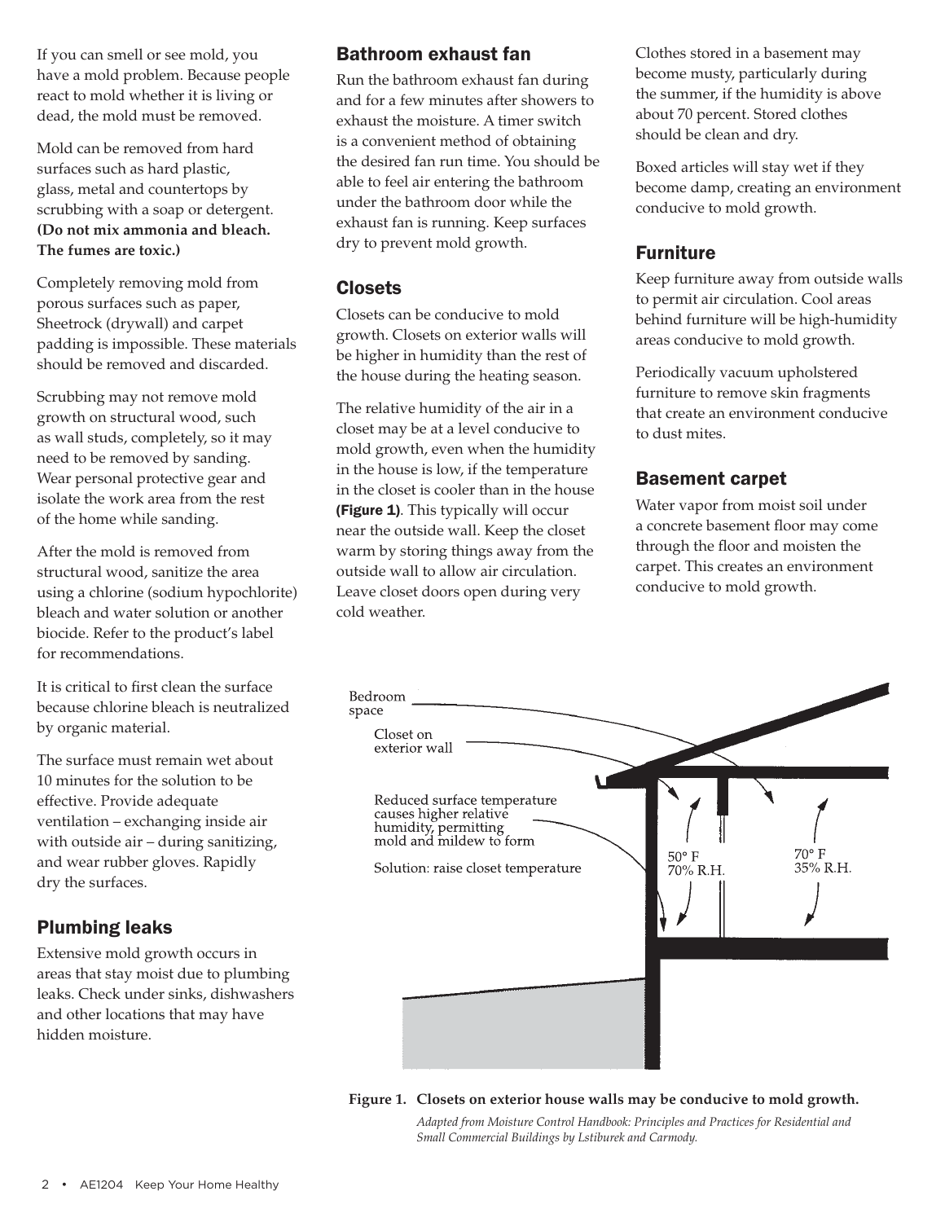If you can smell or see mold, you have a mold problem. Because people react to mold whether it is living or dead, the mold must be removed.

Mold can be removed from hard surfaces such as hard plastic, glass, metal and countertops by scrubbing with a soap or detergent. **(Do not mix ammonia and bleach. The fumes are toxic.)**

Completely removing mold from porous surfaces such as paper, Sheetrock (drywall) and carpet padding is impossible. These materials should be removed and discarded.

Scrubbing may not remove mold growth on structural wood, such as wall studs, completely, so it may need to be removed by sanding. Wear personal protective gear and isolate the work area from the rest of the home while sanding.

After the mold is removed from structural wood, sanitize the area using a chlorine (sodium hypochlorite) bleach and water solution or another biocide. Refer to the product's label for recommendations.

It is critical to first clean the surface because chlorine bleach is neutralized by organic material.

The surface must remain wet about 10 minutes for the solution to be effective. Provide adequate ventilation – exchanging inside air with outside air – during sanitizing, and wear rubber gloves. Rapidly dry the surfaces.

## Plumbing leaks

Extensive mold growth occurs in areas that stay moist due to plumbing leaks. Check under sinks, dishwashers and other locations that may have hidden moisture.

## Bathroom exhaust fan

Run the bathroom exhaust fan during and for a few minutes after showers to exhaust the moisture. A timer switch is a convenient method of obtaining the desired fan run time. You should be able to feel air entering the bathroom under the bathroom door while the exhaust fan is running. Keep surfaces dry to prevent mold growth.

## Closets

Closets can be conducive to mold growth. Closets on exterior walls will be higher in humidity than the rest of the house during the heating season.

The relative humidity of the air in a closet may be at a level conducive to mold growth, even when the humidity in the house is low, if the temperature in the closet is cooler than in the house **(Figure 1)**. This typically will occur near the outside wall. Keep the closet warm by storing things away from the outside wall to allow air circulation. Leave closet doors open during very cold weather.

Clothes stored in a basement may become musty, particularly during the summer, if the humidity is above about 70 percent. Stored clothes should be clean and dry.

Boxed articles will stay wet if they become damp, creating an environment conducive to mold growth.

## Furniture

Keep furniture away from outside walls to permit air circulation. Cool areas behind furniture will be high-humidity areas conducive to mold growth.

Periodically vacuum upholstered furniture to remove skin fragments that create an environment conducive to dust mites.

## Basement carpet

Water vapor from moist soil under a concrete basement floor may come through the floor and moisten the carpet. This creates an environment conducive to mold growth.

Bedroom space

Closet on exterior wall

Reduced surface temperature causes higher relative humidity, permitting mold and mildew to form

Solution: raise closet temperature

50° F 70% R.H.

70° F 35% R.H.

**Figure 1. Closets on exterior house walls may be conducive to mold growth.**

*Adapted from Moisture Control Handbook: Principles and Practices for Residential and Small Commercial Buildings by Lstiburek and Carmody.*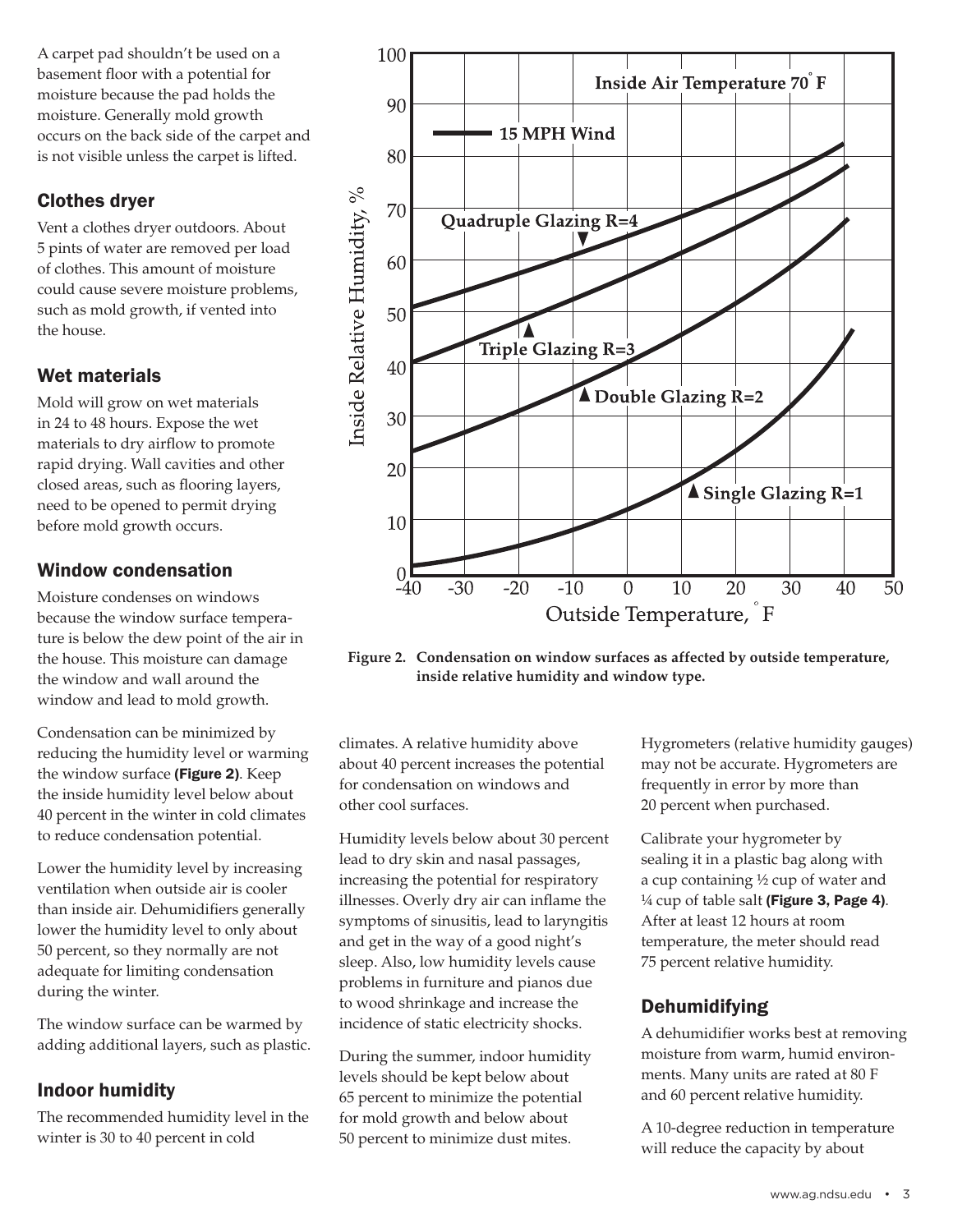A carpet pad shouldn't be used on a basement floor with a potential for moisture because the pad holds the moisture. Generally mold growth occurs on the back side of the carpet and is not visible unless the carpet is lifted.

## Clothes dryer

Vent a clothes dryer outdoors. About 5 pints of water are removed per load of clothes. This amount of moisture could cause severe moisture problems, such as mold growth, if vented into the house.

## Wet materials

Mold will grow on wet materials in 24 to 48 hours. Expose the wet materials to dry airflow to promote rapid drying. Wall cavities and other closed areas, such as flooring layers, need to be opened to permit drying before mold growth occurs.

## Window condensation

Moisture condenses on windows because the window surface temperature is below the dew point of the air in the house. This moisture can damage the window and wall around the window and lead to mold growth.

Condensation can be minimized by reducing the humidity level or warming the window surface **(Figure 2)**. Keep the inside humidity level below about 40 percent in the winter in cold climates to reduce condensation potential.

Lower the humidity level by increasing ventilation when outside air is cooler than inside air. Dehumidifiers generally lower the humidity level to only about 50 percent, so they normally are not adequate for limiting condensation during the winter.

The window surface can be warmed by adding additional layers, such as plastic.

**Figure 2. Condensation on window surfaces as affected by outside temperature, inside relative humidity and window type.**

## Indoor humidity

The recommended humidity level in the winter is 30 to 40 percent in cold climates. A relative humidity above about 40 percent increases the potential for condensation on windows and other cool surfaces.

Humidity levels below about 30 percent lead to dry skin and nasal passages, increasing the potential for respiratory illnesses. Overly dry air can inflame the symptoms of sinusitis, lead to laryngitis and get in the way of a good night's sleep. Also, low humidity levels cause problems in furniture and pianos due to wood shrinkage and increase the incidence of static electricity shocks.

During the summer, indoor humidity levels should be kept below about 65 percent to minimize the potential for mold growth and below about 50 percent to minimize dust mites.

Hygrometers (relative humidity gauges) may not be accurate. Hygrometers are frequently in error by more than 20 percent when purchased.

Calibrate your hygrometer by sealing it in a plastic bag along with a cup containing ½ cup of water and ¼ cup of table salt **(Figure 3, Page 4)**. After at least 12 hours at room temperature, the meter should read 75 percent relative humidity.

## Dehumidifying

A dehumidifier works best at removing moisture from warm, humid environments. Many units are rated at 80 F and 60 percent relative humidity.

A 10-degree reduction in temperature will reduce the capacity by about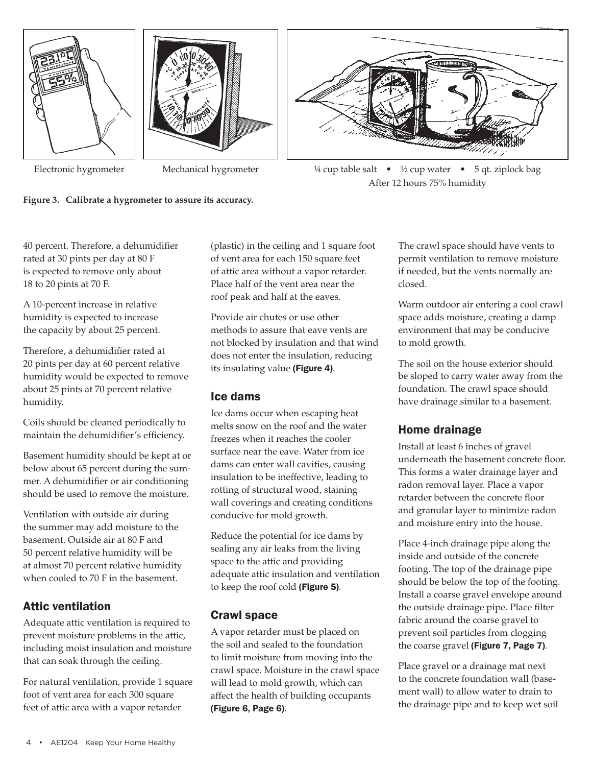Electronic hygrometer

Mechanical hygrometer

¼ cup table salt • ½ cup water • 5 qt. ziplock bag
After 12 hours 75% humidity

**Figure 3. Calibrate a hygrometer to assure its accuracy.**

40 percent. Therefore, a dehumidifier rated at 30 pints per day at 80 F is expected to remove only about 18 to 20 pints at 70 F.

A 10-percent increase in relative humidity is expected to increase the capacity by about 25 percent.

Therefore, a dehumidifier rated at 20 pints per day at 60 percent relative humidity would be expected to remove about 25 pints at 70 percent relative humidity.

Coils should be cleaned periodically to maintain the dehumidifier's efficiency.

Basement humidity should be kept at or below about 65 percent during the summer. A dehumidifier or air conditioning should be used to remove the moisture.

Ventilation with outside air during the summer may add moisture to the basement. Outside air at 80 F and 50 percent relative humidity will be at almost 70 percent relative humidity when cooled to 70 F in the basement.

## Attic ventilation

Adequate attic ventilation is required to prevent moisture problems in the attic, including moist insulation and moisture that can soak through the ceiling.

For natural ventilation, provide 1 square foot of vent area for each 300 square feet of attic area with a vapor retarder (plastic) in the ceiling and 1 square foot of vent area for each 150 square feet of attic area without a vapor retarder. Place half of the vent area near the roof peak and half at the eaves.

Provide air chutes or use other methods to assure that eave vents are not blocked by insulation and that wind does not enter the insulation, reducing its insulating value **(Figure 4)**.

## Ice dams

Ice dams occur when escaping heat melts snow on the roof and the water freezes when it reaches the cooler surface near the eave. Water from ice dams can enter wall cavities, causing insulation to be ineffective, leading to rotting of structural wood, staining wall coverings and creating conditions conducive for mold growth.

Reduce the potential for ice dams by sealing any air leaks from the living space to the attic and providing adequate attic insulation and ventilation to keep the roof cold **(Figure 5)**.

## Crawl space

A vapor retarder must be placed on the soil and sealed to the foundation to limit moisture from moving into the crawl space. Moisture in the crawl space will lead to mold growth, which can affect the health of building occupants **(Figure 6, Page 6)**.

The crawl space should have vents to permit ventilation to remove moisture if needed, but the vents normally are closed.

Warm outdoor air entering a cool crawl space adds moisture, creating a damp environment that may be conducive to mold growth.

The soil on the house exterior should be sloped to carry water away from the foundation. The crawl space should have drainage similar to a basement.

## Home drainage

Install at least 6 inches of gravel underneath the basement concrete floor. This forms a water drainage layer and radon removal layer. Place a vapor retarder between the concrete floor and granular layer to minimize radon and moisture entry into the house.

Place 4-inch drainage pipe along the inside and outside of the concrete footing. The top of the drainage pipe should be below the top of the footing. Install a coarse gravel envelope around the outside drainage pipe. Place filter fabric around the coarse gravel to prevent soil particles from clogging the coarse gravel **(Figure 7, Page 7)**.

Place gravel or a drainage mat next to the concrete foundation wall (basement wall) to allow water to drain to the drainage pipe and to keep wet soil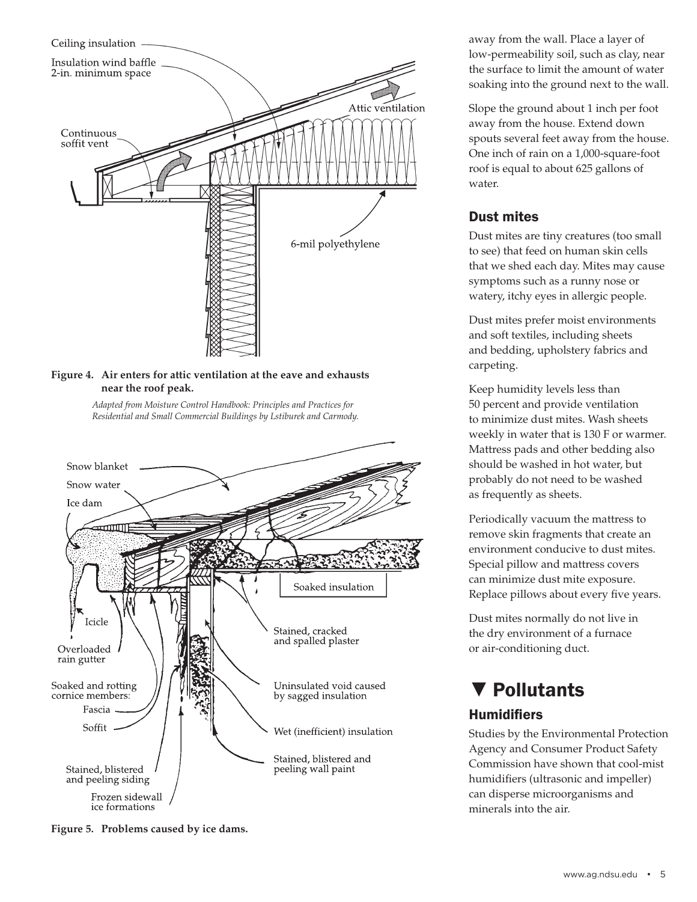**Figure 4. Air enters for attic ventilation at the eave and exhausts near the roof peak.**

*Adapted from Moisture Control Handbook: Principles and Practices for Residential and Small Commercial Buildings by Lstiburek and Carmody.*

**Figure 5. Problems caused by ice dams.**

away from the wall. Place a layer of low-permeability soil, such as clay, near the surface to limit the amount of water soaking into the ground next to the wall.

Slope the ground about 1 inch per foot away from the house. Extend down spouts several feet away from the house. One inch of rain on a 1,000-square-foot roof is equal to about 625 gallons of water.

### Dust mites

Dust mites are tiny creatures (too small to see) that feed on human skin cells that we shed each day. Mites may cause symptoms such as a runny nose or watery, itchy eyes in allergic people.

Dust mites prefer moist environments and soft textiles, including sheets and bedding, upholstery fabrics and carpeting.

Keep humidity levels less than 50 percent and provide ventilation to minimize dust mites. Wash sheets weekly in water that is 130 F or warmer. Mattress pads and other bedding also should be washed in hot water, but probably do not need to be washed as frequently as sheets.

Periodically vacuum the mattress to remove skin fragments that create an environment conducive to dust mites. Special pillow and mattress covers can minimize dust mite exposure. Replace pillows about every five years.

Dust mites normally do not live in the dry environment of a furnace or air-conditioning duct.

## ▼ Pollutants

### Humidifiers

Studies by the Environmental Protection Agency and Consumer Product Safety Commission have shown that cool-mist humidifiers (ultrasonic and impeller) can disperse microorganisms and minerals into the air.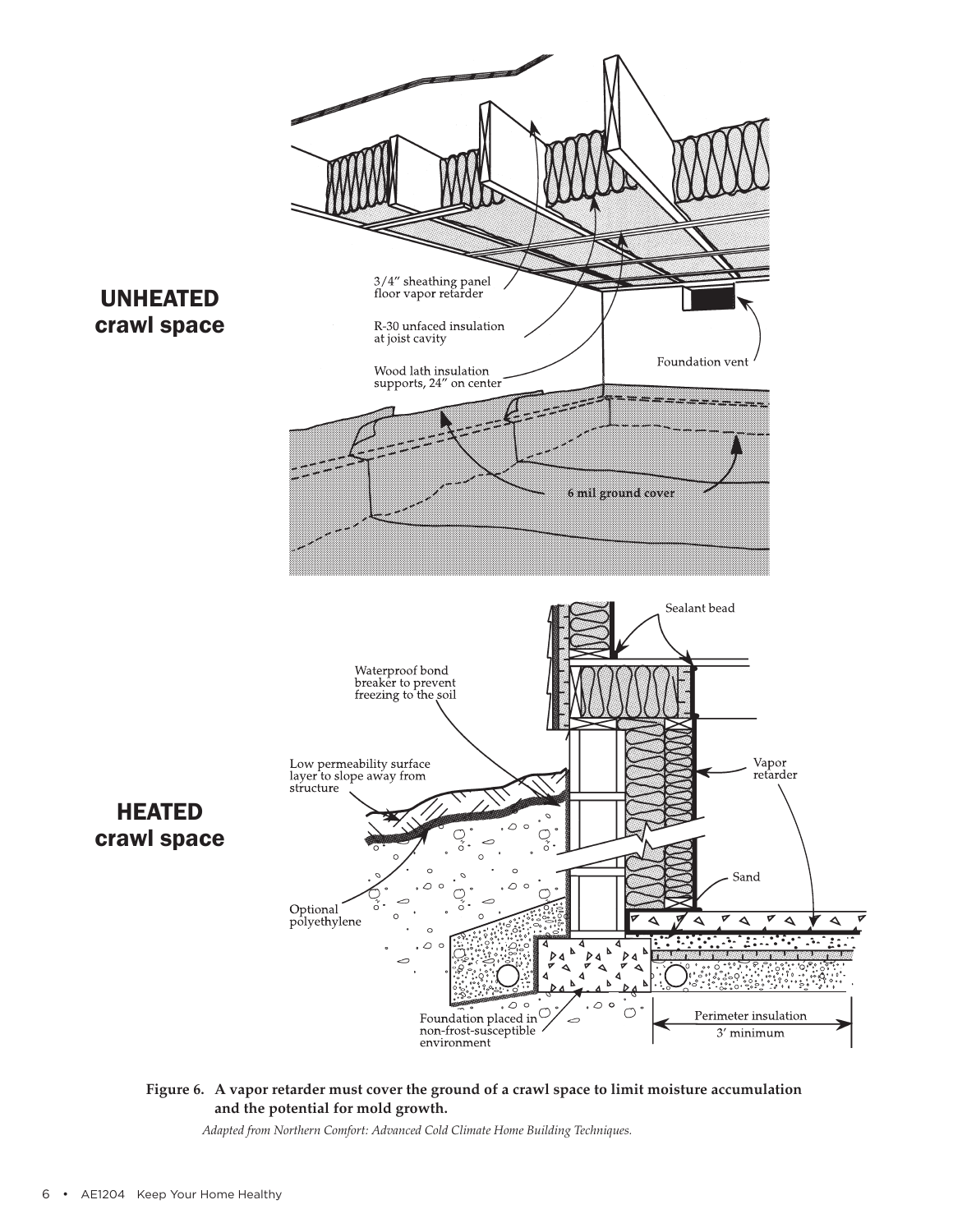UNHEATED crawl space

3/4″ sheathing panel floor vapor retarder

R-30 unfaced insulation at joist cavity

Wood lath insulation supports, 24″ on center

Foundation vent

6 mil ground cover

HEATED crawl space

Sealant bead

Waterproof bond breaker to prevent freezing to the soil

Low permeability surface layer to slope away from structure

Vapor retarder

Sand

Optional polyethylene

Foundation placed in non-frost-susceptible environment

Perimeter insulation 3′ minimum

**Figure 6. A vapor retarder must cover the ground of a crawl space to limit moisture accumulation and the potential for mold growth.**

*Adapted from Northern Comfort: Advanced Cold Climate Home Building Techniques.*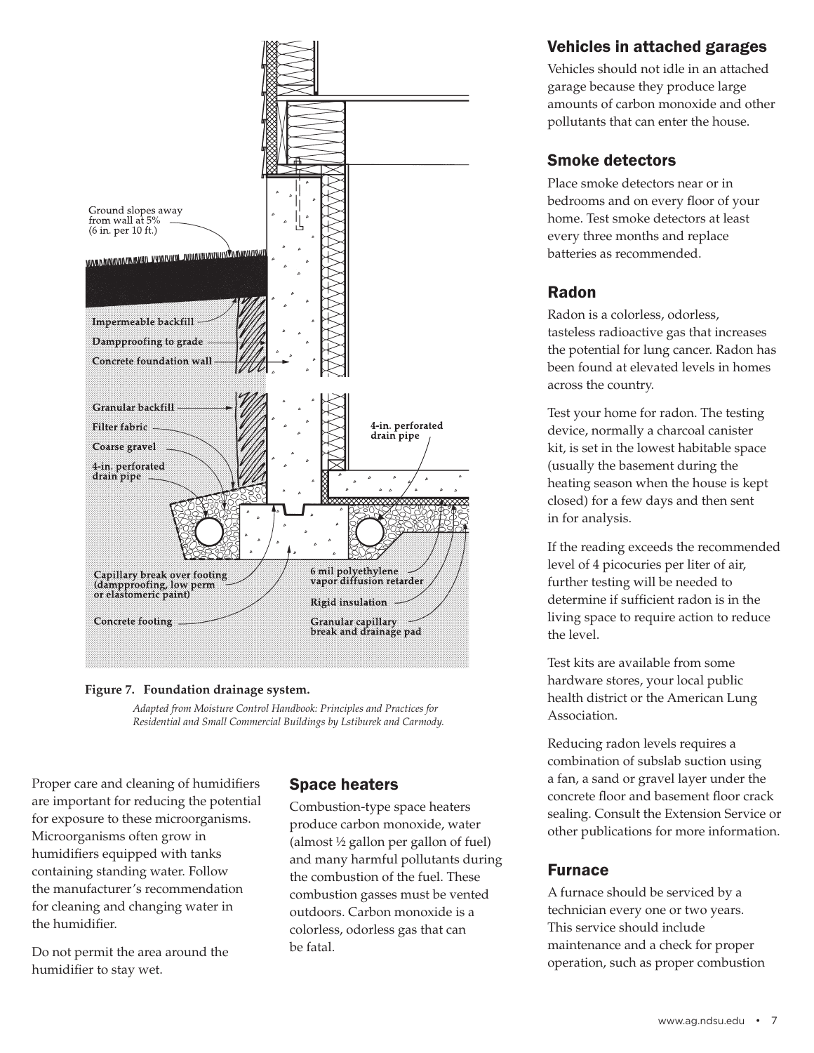**Figure 7. Foundation drainage system.**

*Adapted from Moisture Control Handbook: Principles and Practices for Residential and Small Commercial Buildings by Lstiburek and Carmody.*

Proper care and cleaning of humidifiers are important for reducing the potential for exposure to these microorganisms. Microorganisms often grow in humidifiers equipped with tanks containing standing water. Follow the manufacturer's recommendation for cleaning and changing water in the humidifier.

Do not permit the area around the humidifier to stay wet.

## Space heaters

Combustion-type space heaters produce carbon monoxide, water (almost ½ gallon per gallon of fuel) and many harmful pollutants during the combustion of the fuel. These combustion gasses must be vented outdoors. Carbon monoxide is a colorless, odorless gas that can be fatal.

## Vehicles in attached garages

Vehicles should not idle in an attached garage because they produce large amounts of carbon monoxide and other pollutants that can enter the house.

## Smoke detectors

Place smoke detectors near or in bedrooms and on every floor of your home. Test smoke detectors at least every three months and replace batteries as recommended.

## Radon

Radon is a colorless, odorless, tasteless radioactive gas that increases the potential for lung cancer. Radon has been found at elevated levels in homes across the country.

Test your home for radon. The testing device, normally a charcoal canister kit, is set in the lowest habitable space (usually the basement during the heating season when the house is kept closed) for a few days and then sent in for analysis.

If the reading exceeds the recommended level of 4 picocuries per liter of air, further testing will be needed to determine if sufficient radon is in the living space to require action to reduce the level.

Test kits are available from some hardware stores, your local public health district or the American Lung Association.

Reducing radon levels requires a combination of subslab suction using a fan, a sand or gravel layer under the concrete floor and basement floor crack sealing. Consult the Extension Service or other publications for more information.

## Furnace

A furnace should be serviced by a technician every one or two years. This service should include maintenance and a check for proper operation, such as proper combustion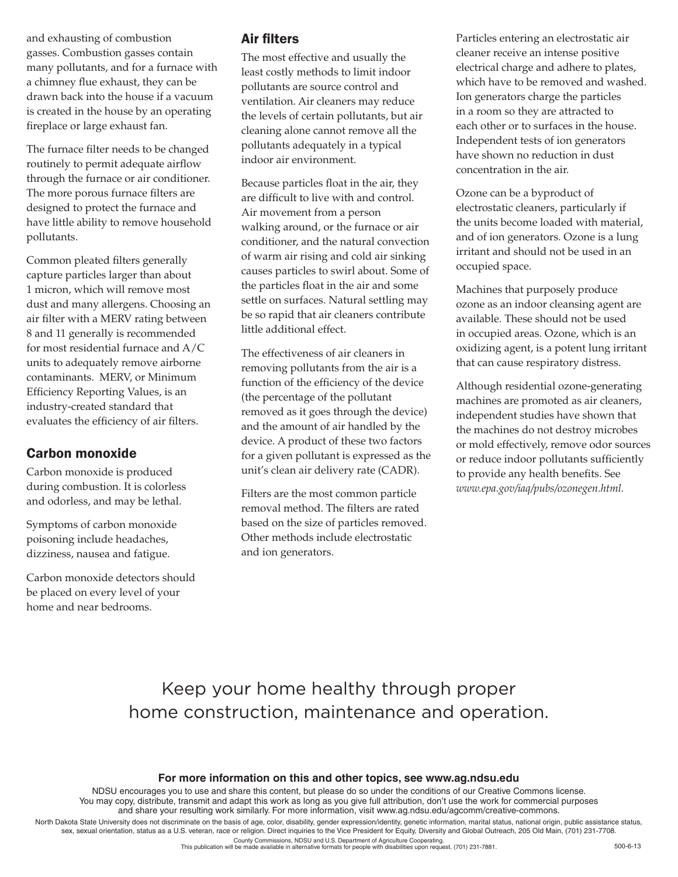and exhausting of combustion gasses. Combustion gasses contain many pollutants, and for a furnace with a chimney flue exhaust, they can be drawn back into the house if a vacuum is created in the house by an operating fireplace or large exhaust fan.

The furnace filter needs to be changed routinely to permit adequate airflow through the furnace or air conditioner. The more porous furnace filters are designed to protect the furnace and have little ability to remove household pollutants.

Common pleated filters generally capture particles larger than about 1 micron, which will remove most dust and many allergens. Choosing an air filter with a MERV rating between 8 and 11 generally is recommended for most residential furnace and A/C units to adequately remove airborne contaminants. MERV, or Minimum Efficiency Reporting Values, is an industry-created standard that evaluates the efficiency of air filters.

## Carbon monoxide

Carbon monoxide is produced during combustion. It is colorless and odorless, and may be lethal.

Symptoms of carbon monoxide poisoning include headaches, dizziness, nausea and fatigue.

Carbon monoxide detectors should be placed on every level of your home and near bedrooms.

## Air filters

The most effective and usually the least costly methods to limit indoor pollutants are source control and ventilation. Air cleaners may reduce the levels of certain pollutants, but air cleaning alone cannot remove all the pollutants adequately in a typical indoor air environment.

Because particles float in the air, they are difficult to live with and control. Air movement from a person walking around, or the furnace or air conditioner, and the natural convection of warm air rising and cold air sinking causes particles to swirl about. Some of the particles float in the air and some settle on surfaces. Natural settling may be so rapid that air cleaners contribute little additional effect.

The effectiveness of air cleaners in removing pollutants from the air is a function of the efficiency of the device (the percentage of the pollutant removed as it goes through the device) and the amount of air handled by the device. A product of these two factors for a given pollutant is expressed as the unit's clean air delivery rate (CADR).

Filters are the most common particle removal method. The filters are rated based on the size of particles removed. Other methods include electrostatic and ion generators.

Particles entering an electrostatic air cleaner receive an intense positive electrical charge and adhere to plates, which have to be removed and washed. Ion generators charge the particles in a room so they are attracted to each other or to surfaces in the house. Independent tests of ion generators have shown no reduction in dust concentration in the air.

Ozone can be a byproduct of electrostatic cleaners, particularly if the units become loaded with material, and of ion generators. Ozone is a lung irritant and should not be used in an occupied space.

Machines that purposely produce ozone as an indoor cleansing agent are available. These should not be used in occupied areas. Ozone, which is an oxidizing agent, is a potent lung irritant that can cause respiratory distress.

Although residential ozone-generating machines are promoted as air cleaners, independent studies have shown that the machines do not destroy microbes or mold effectively, remove odor sources or reduce indoor pollutants sufficiently to provide any health benefits. See *www.epa.gov/iaq/pubs/ozonegen.html.*

Keep your home healthy through proper home construction, maintenance and operation.

**For more information on this and other topics, see www.ag.ndsu.edu**

NDSU encourages you to use and share this content, but please do so under the conditions of our Creative Commons license. You may copy, distribute, transmit and adapt this work as long as you give full attribution, don't use the work for commercial purposes and share your resulting work similarly. For more information, visit www.ag.ndsu.edu/agcomm/creative-commons.

North Dakota State University does not discriminate on the basis of age, color, disability, gender expression/identity, genetic information, marital status, national origin, public assistance status, sex, sexual orientation, status as a U.S. veteran, race or religion. Direct inquiries to the Vice President for Equity, Diversity and Global Outreach, 205 Old Main, (701) 231-7708.

County Commissions, NDSU and U.S. Department of Agriculture Cooperating.
This publication will be made available in alternative formats for people with disabilities upon request, (701) 231-7881.

500-6-13